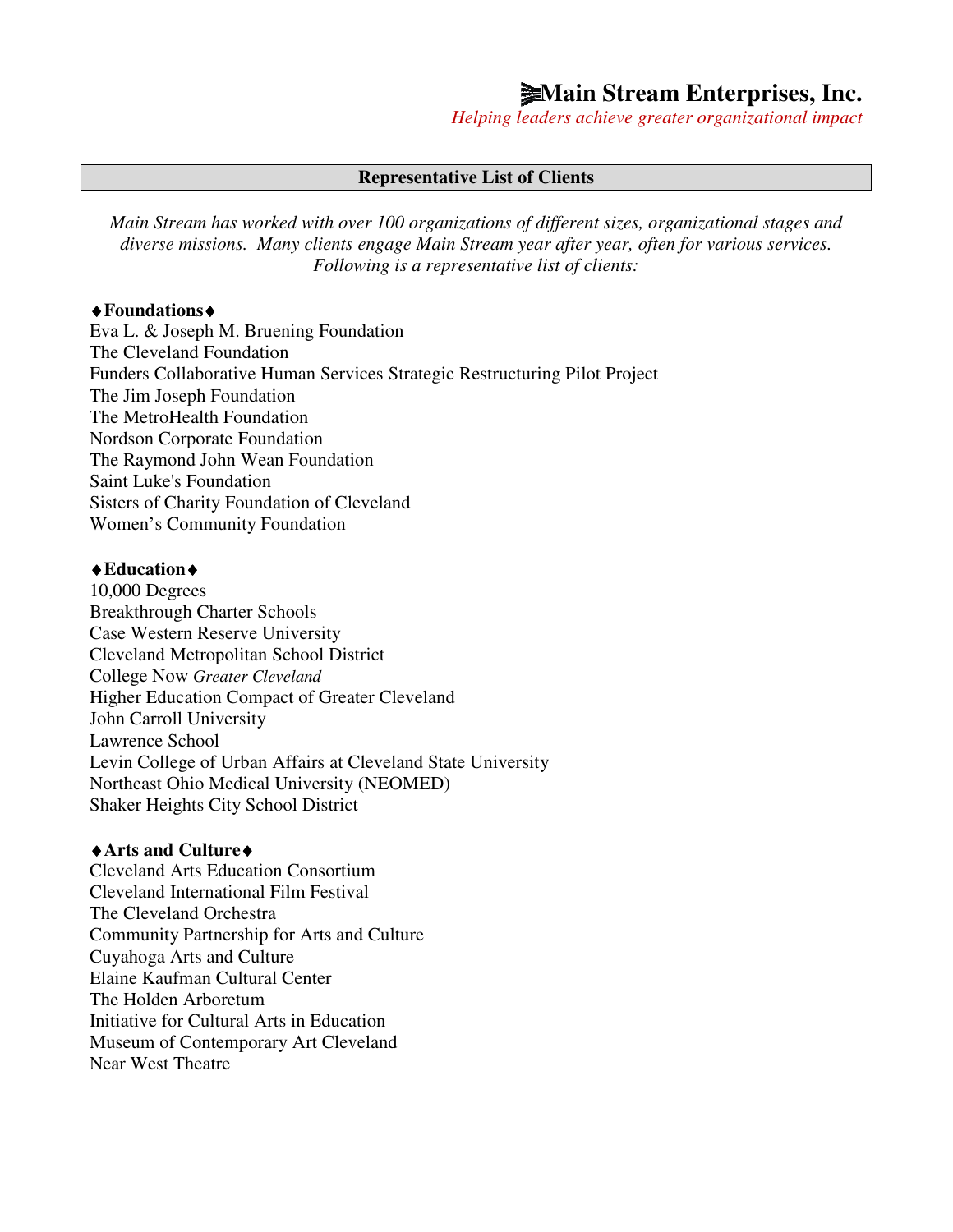# Main Stream Enterprises, Inc.

*Helping leaders achieve greater organizational impact*

## Representative List of Clients

*Main Stream has worked with over 100 organizations of different sizes, organizational stages and diverse missions. Many clients engage Main Stream year after year, often for various services. Following is a representative list of clients:*

### ♦Foundations♦

Eva L. & Joseph M. Bruening Foundation
The Cleveland Foundation
Funders Collaborative Human Services Strategic Restructuring Pilot Project
The Jim Joseph Foundation
The MetroHealth Foundation
Nordson Corporate Foundation
The Raymond John Wean Foundation
Saint Luke's Foundation
Sisters of Charity Foundation of Cleveland
Women's Community Foundation

### ♦Education♦

10,000 Degrees
Breakthrough Charter Schools
Case Western Reserve University
Cleveland Metropolitan School District
College Now *Greater Cleveland*
Higher Education Compact of Greater Cleveland
John Carroll University
Lawrence School
Levin College of Urban Affairs at Cleveland State University
Northeast Ohio Medical University (NEOMED)
Shaker Heights City School District

### ♦Arts and Culture♦

Cleveland Arts Education Consortium
Cleveland International Film Festival
The Cleveland Orchestra
Community Partnership for Arts and Culture
Cuyahoga Arts and Culture
Elaine Kaufman Cultural Center
The Holden Arboretum
Initiative for Cultural Arts in Education
Museum of Contemporary Art Cleveland
Near West Theatre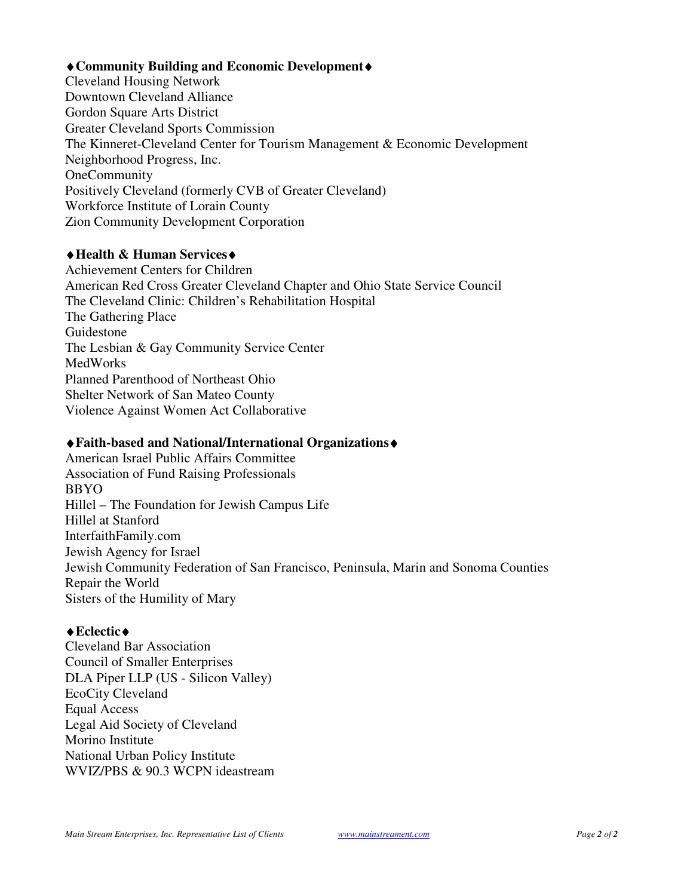**♦Community Building and Economic Development♦**

Cleveland Housing Network
Downtown Cleveland Alliance
Gordon Square Arts District
Greater Cleveland Sports Commission
The Kinneret-Cleveland Center for Tourism Management & Economic Development
Neighborhood Progress, Inc.
OneCommunity
Positively Cleveland (formerly CVB of Greater Cleveland)
Workforce Institute of Lorain County
Zion Community Development Corporation

**♦Health & Human Services♦**

Achievement Centers for Children
American Red Cross Greater Cleveland Chapter and Ohio State Service Council
The Cleveland Clinic: Children's Rehabilitation Hospital
The Gathering Place
Guidestone
The Lesbian & Gay Community Service Center
MedWorks
Planned Parenthood of Northeast Ohio
Shelter Network of San Mateo County
Violence Against Women Act Collaborative

**♦Faith-based and National/International Organizations♦**

American Israel Public Affairs Committee
Association of Fund Raising Professionals
BBYO
Hillel – The Foundation for Jewish Campus Life
Hillel at Stanford
InterfaithFamily.com
Jewish Agency for Israel
Jewish Community Federation of San Francisco, Peninsula, Marin and Sonoma Counties
Repair the World
Sisters of the Humility of Mary

**♦Eclectic♦**

Cleveland Bar Association
Council of Smaller Enterprises
DLA Piper LLP (US - Silicon Valley)
EcoCity Cleveland
Equal Access
Legal Aid Society of Cleveland
Morino Institute
National Urban Policy Institute
WVIZ/PBS & 90.3 WCPN ideastream